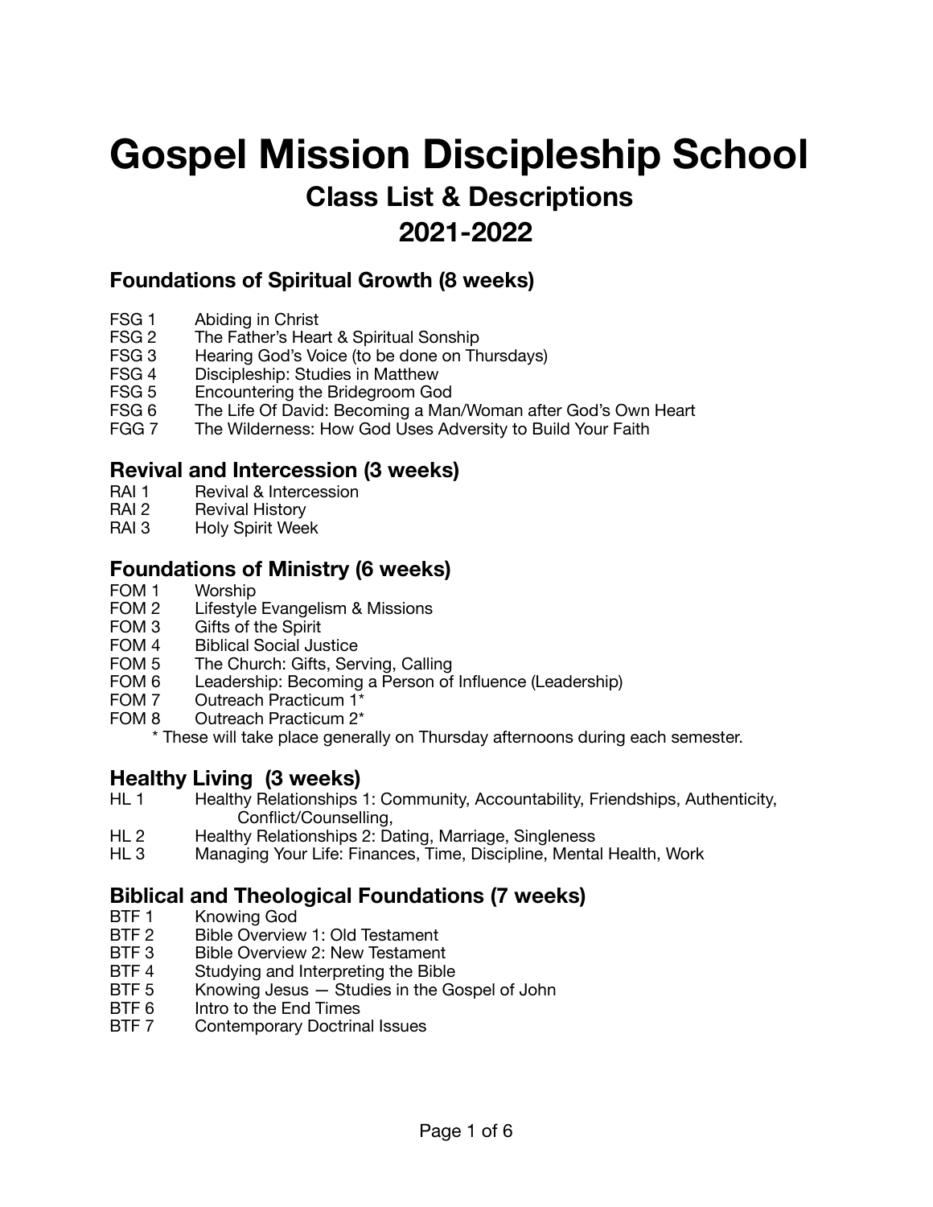# Gospel Mission Discipleship School

## Class List & Descriptions

## 2021-2022

### Foundations of Spiritual Growth (8 weeks)

FSG 1 Abiding in Christ
FSG 2 The Father's Heart & Spiritual Sonship
FSG 3 Hearing God's Voice (to be done on Thursdays)
FSG 4 Discipleship: Studies in Matthew
FSG 5 Encountering the Bridegroom God
FSG 6 The Life Of David: Becoming a Man/Woman after God's Own Heart
FGG 7 The Wilderness: How God Uses Adversity to Build Your Faith

### Revival and Intercession (3 weeks)

RAI 1 Revival & Intercession
RAI 2 Revival History
RAI 3 Holy Spirit Week

### Foundations of Ministry (6 weeks)

FOM 1 Worship
FOM 2 Lifestyle Evangelism & Missions
FOM 3 Gifts of the Spirit
FOM 4 Biblical Social Justice
FOM 5 The Church: Gifts, Serving, Calling
FOM 6 Leadership: Becoming a Person of Influence (Leadership)
FOM 7 Outreach Practicum 1*
FOM 8 Outreach Practicum 2*

\* These will take place generally on Thursday afternoons during each semester.

### Healthy Living (3 weeks)

HL 1 Healthy Relationships 1: Community, Accountability, Friendships, Authenticity, Conflict/Counselling,
HL 2 Healthy Relationships 2: Dating, Marriage, Singleness
HL 3 Managing Your Life: Finances, Time, Discipline, Mental Health, Work

### Biblical and Theological Foundations (7 weeks)

BTF 1 Knowing God
BTF 2 Bible Overview 1: Old Testament
BTF 3 Bible Overview 2: New Testament
BTF 4 Studying and Interpreting the Bible
BTF 5 Knowing Jesus — Studies in the Gospel of John
BTF 6 Intro to the End Times
BTF 7 Contemporary Doctrinal Issues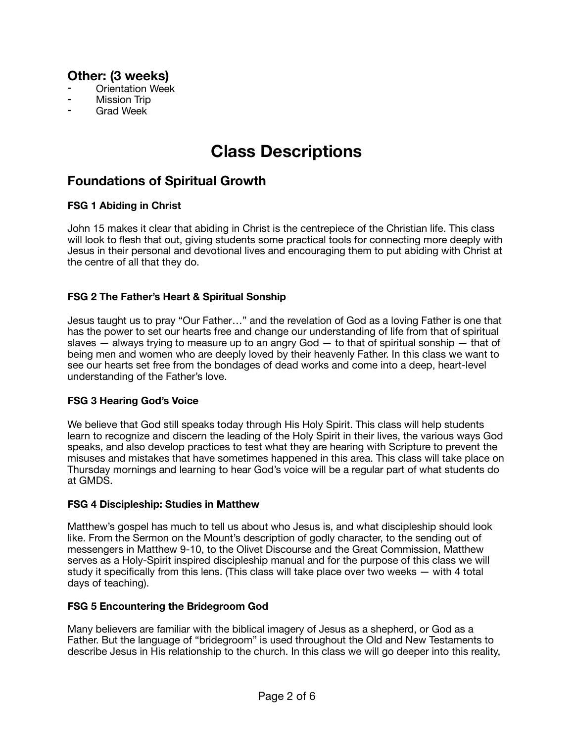## Other: (3 weeks)

- Orientation Week
- Mission Trip
- Grad Week

# Class Descriptions

## Foundations of Spiritual Growth

**FSG 1 Abiding in Christ**

John 15 makes it clear that abiding in Christ is the centrepiece of the Christian life. This class will look to flesh that out, giving students some practical tools for connecting more deeply with Jesus in their personal and devotional lives and encouraging them to put abiding with Christ at the centre of all that they do.

**FSG 2 The Father's Heart & Spiritual Sonship**

Jesus taught us to pray "Our Father…" and the revelation of God as a loving Father is one that has the power to set our hearts free and change our understanding of life from that of spiritual slaves — always trying to measure up to an angry God — to that of spiritual sonship — that of being men and women who are deeply loved by their heavenly Father. In this class we want to see our hearts set free from the bondages of dead works and come into a deep, heart-level understanding of the Father's love.

**FSG 3 Hearing God's Voice**

We believe that God still speaks today through His Holy Spirit. This class will help students learn to recognize and discern the leading of the Holy Spirit in their lives, the various ways God speaks, and also develop practices to test what they are hearing with Scripture to prevent the misuses and mistakes that have sometimes happened in this area. This class will take place on Thursday mornings and learning to hear God's voice will be a regular part of what students do at GMDS.

**FSG 4 Discipleship: Studies in Matthew**

Matthew's gospel has much to tell us about who Jesus is, and what discipleship should look like. From the Sermon on the Mount's description of godly character, to the sending out of messengers in Matthew 9-10, to the Olivet Discourse and the Great Commission, Matthew serves as a Holy-Spirit inspired discipleship manual and for the purpose of this class we will study it specifically from this lens. (This class will take place over two weeks — with 4 total days of teaching).

**FSG 5 Encountering the Bridegroom God**

Many believers are familiar with the biblical imagery of Jesus as a shepherd, or God as a Father. But the language of "bridegroom" is used throughout the Old and New Testaments to describe Jesus in His relationship to the church. In this class we will go deeper into this reality,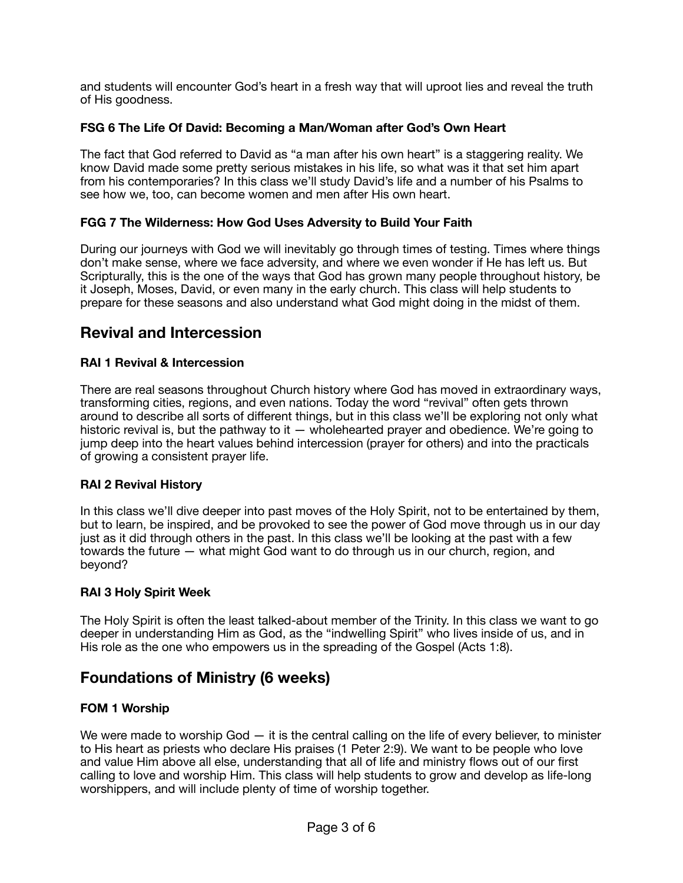and students will encounter God’s heart in a fresh way that will uproot lies and reveal the truth of His goodness.

### FSG 6 The Life Of David: Becoming a Man/Woman after God’s Own Heart

The fact that God referred to David as “a man after his own heart” is a staggering reality. We know David made some pretty serious mistakes in his life, so what was it that set him apart from his contemporaries? In this class we’ll study David’s life and a number of his Psalms to see how we, too, can become women and men after His own heart.

### FGG 7 The Wilderness: How God Uses Adversity to Build Your Faith

During our journeys with God we will inevitably go through times of testing. Times where things don’t make sense, where we face adversity, and where we even wonder if He has left us. But Scripturally, this is the one of the ways that God has grown many people throughout history, be it Joseph, Moses, David, or even many in the early church. This class will help students to prepare for these seasons and also understand what God might doing in the midst of them.

## Revival and Intercession

### RAI 1 Revival & Intercession

There are real seasons throughout Church history where God has moved in extraordinary ways, transforming cities, regions, and even nations. Today the word “revival” often gets thrown around to describe all sorts of different things, but in this class we’ll be exploring not only what historic revival is, but the pathway to it — wholehearted prayer and obedience. We’re going to jump deep into the heart values behind intercession (prayer for others) and into the practicals of growing a consistent prayer life.

### RAI 2 Revival History

In this class we’ll dive deeper into past moves of the Holy Spirit, not to be entertained by them, but to learn, be inspired, and be provoked to see the power of God move through us in our day just as it did through others in the past. In this class we’ll be looking at the past with a few towards the future — what might God want to do through us in our church, region, and beyond?

### RAI 3 Holy Spirit Week

The Holy Spirit is often the least talked-about member of the Trinity. In this class we want to go deeper in understanding Him as God, as the “indwelling Spirit” who lives inside of us, and in His role as the one who empowers us in the spreading of the Gospel (Acts 1:8).

## Foundations of Ministry (6 weeks)

### FOM 1 Worship

We were made to worship God — it is the central calling on the life of every believer, to minister to His heart as priests who declare His praises (1 Peter 2:9). We want to be people who love and value Him above all else, understanding that all of life and ministry flows out of our first calling to love and worship Him. This class will help students to grow and develop as life-long worshippers, and will include plenty of time of worship together.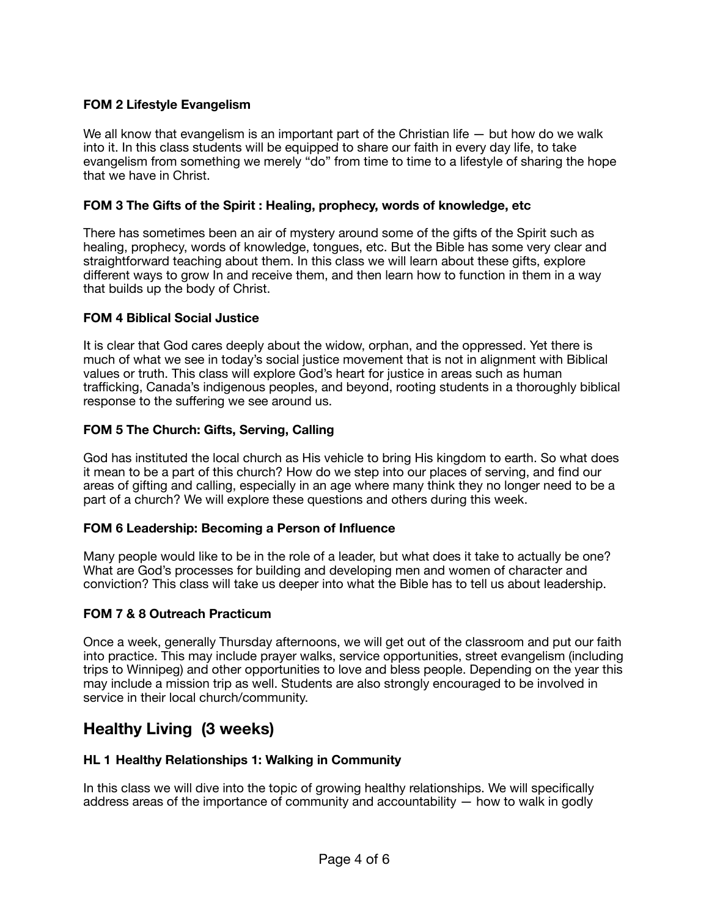### FOM 2 Lifestyle Evangelism

We all know that evangelism is an important part of the Christian life — but how do we walk into it. In this class students will be equipped to share our faith in every day life, to take evangelism from something we merely “do” from time to time to a lifestyle of sharing the hope that we have in Christ.

### FOM 3 The Gifts of the Spirit : Healing, prophecy, words of knowledge, etc

There has sometimes been an air of mystery around some of the gifts of the Spirit such as healing, prophecy, words of knowledge, tongues, etc. But the Bible has some very clear and straightforward teaching about them. In this class we will learn about these gifts, explore different ways to grow In and receive them, and then learn how to function in them in a way that builds up the body of Christ.

### FOM 4 Biblical Social Justice

It is clear that God cares deeply about the widow, orphan, and the oppressed. Yet there is much of what we see in today’s social justice movement that is not in alignment with Biblical values or truth. This class will explore God’s heart for justice in areas such as human trafficking, Canada’s indigenous peoples, and beyond, rooting students in a thoroughly biblical response to the suffering we see around us.

### FOM 5 The Church: Gifts, Serving, Calling

God has instituted the local church as His vehicle to bring His kingdom to earth. So what does it mean to be a part of this church? How do we step into our places of serving, and find our areas of gifting and calling, especially in an age where many think they no longer need to be a part of a church? We will explore these questions and others during this week.

### FOM 6 Leadership: Becoming a Person of Influence

Many people would like to be in the role of a leader, but what does it take to actually be one? What are God’s processes for building and developing men and women of character and conviction? This class will take us deeper into what the Bible has to tell us about leadership.

### FOM 7 & 8 Outreach Practicum

Once a week, generally Thursday afternoons, we will get out of the classroom and put our faith into practice. This may include prayer walks, service opportunities, street evangelism (including trips to Winnipeg) and other opportunities to love and bless people. Depending on the year this may include a mission trip as well. Students are also strongly encouraged to be involved in service in their local church/community.

## Healthy Living (3 weeks)

### HL 1 Healthy Relationships 1: Walking in Community

In this class we will dive into the topic of growing healthy relationships. We will specifically address areas of the importance of community and accountability — how to walk in godly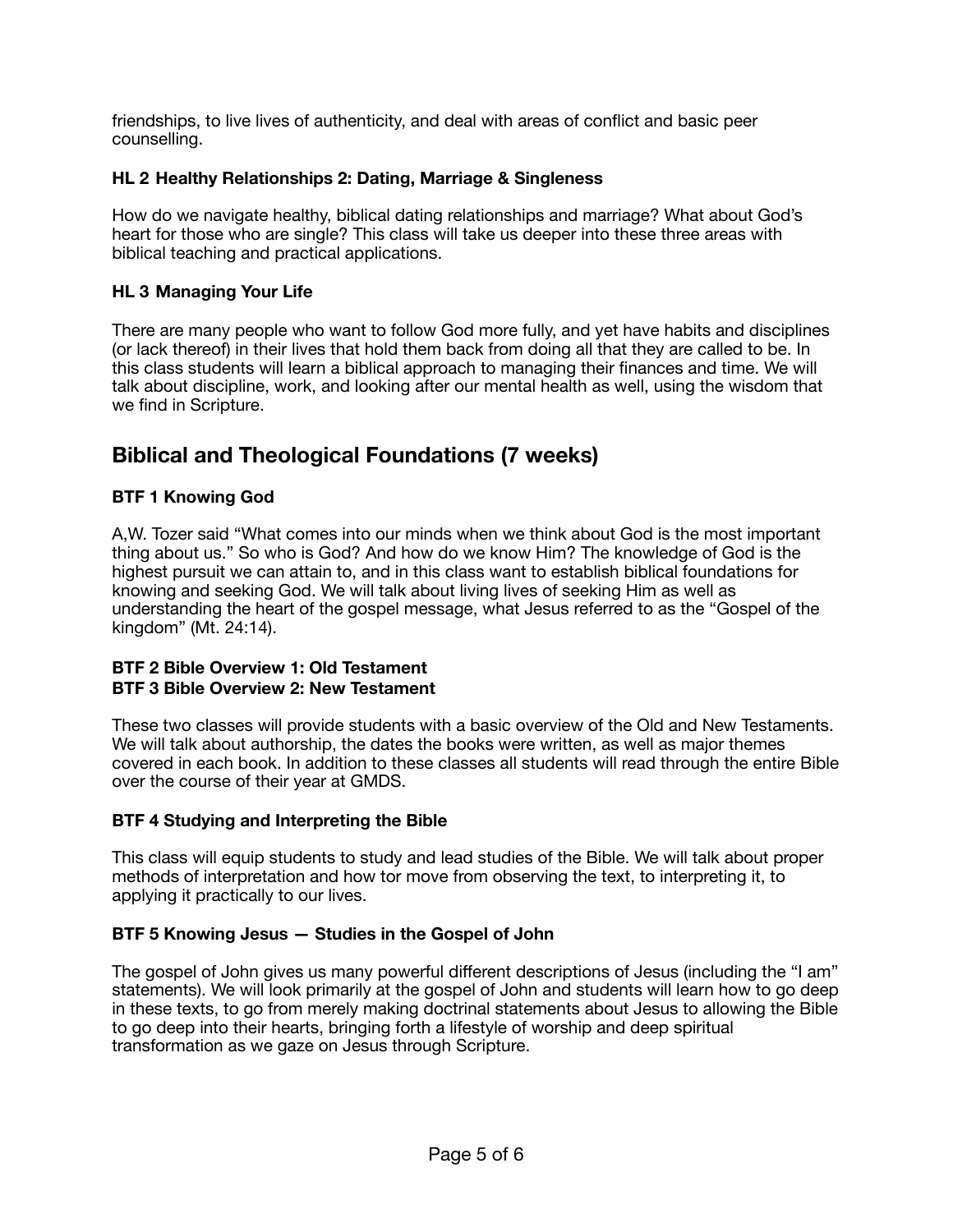friendships, to live lives of authenticity, and deal with areas of conflict and basic peer counselling.

### HL 2 Healthy Relationships 2: Dating, Marriage & Singleness

How do we navigate healthy, biblical dating relationships and marriage? What about God's heart for those who are single? This class will take us deeper into these three areas with biblical teaching and practical applications.

### HL 3 Managing Your Life

There are many people who want to follow God more fully, and yet have habits and disciplines (or lack thereof) in their lives that hold them back from doing all that they are called to be. In this class students will learn a biblical approach to managing their finances and time. We will talk about discipline, work, and looking after our mental health as well, using the wisdom that we find in Scripture.

## Biblical and Theological Foundations (7 weeks)

### BTF 1 Knowing God

A,W. Tozer said "What comes into our minds when we think about God is the most important thing about us." So who is God? And how do we know Him? The knowledge of God is the highest pursuit we can attain to, and in this class want to establish biblical foundations for knowing and seeking God. We will talk about living lives of seeking Him as well as understanding the heart of the gospel message, what Jesus referred to as the "Gospel of the kingdom" (Mt. 24:14).

### BTF 2 Bible Overview 1: Old Testament
### BTF 3 Bible Overview 2: New Testament

These two classes will provide students with a basic overview of the Old and New Testaments. We will talk about authorship, the dates the books were written, as well as major themes covered in each book. In addition to these classes all students will read through the entire Bible over the course of their year at GMDS.

### BTF 4 Studying and Interpreting the Bible

This class will equip students to study and lead studies of the Bible. We will talk about proper methods of interpretation and how tor move from observing the text, to interpreting it, to applying it practically to our lives.

### BTF 5 Knowing Jesus — Studies in the Gospel of John

The gospel of John gives us many powerful different descriptions of Jesus (including the "I am" statements). We will look primarily at the gospel of John and students will learn how to go deep in these texts, to go from merely making doctrinal statements about Jesus to allowing the Bible to go deep into their hearts, bringing forth a lifestyle of worship and deep spiritual transformation as we gaze on Jesus through Scripture.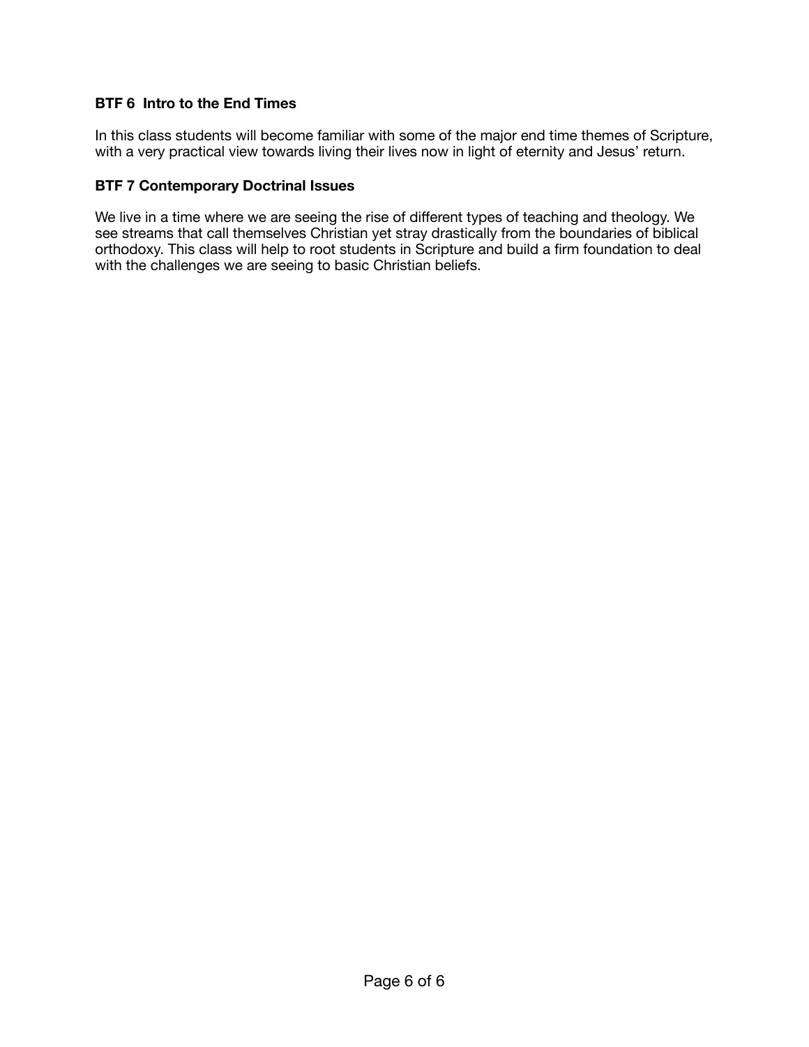**BTF 6  Intro to the End Times**

In this class students will become familiar with some of the major end time themes of Scripture, with a very practical view towards living their lives now in light of eternity and Jesus' return.

**BTF 7 Contemporary Doctrinal Issues**

We live in a time where we are seeing the rise of different types of teaching and theology. We see streams that call themselves Christian yet stray drastically from the boundaries of biblical orthodoxy. This class will help to root students in Scripture and build a firm foundation to deal with the challenges we are seeing to basic Christian beliefs.